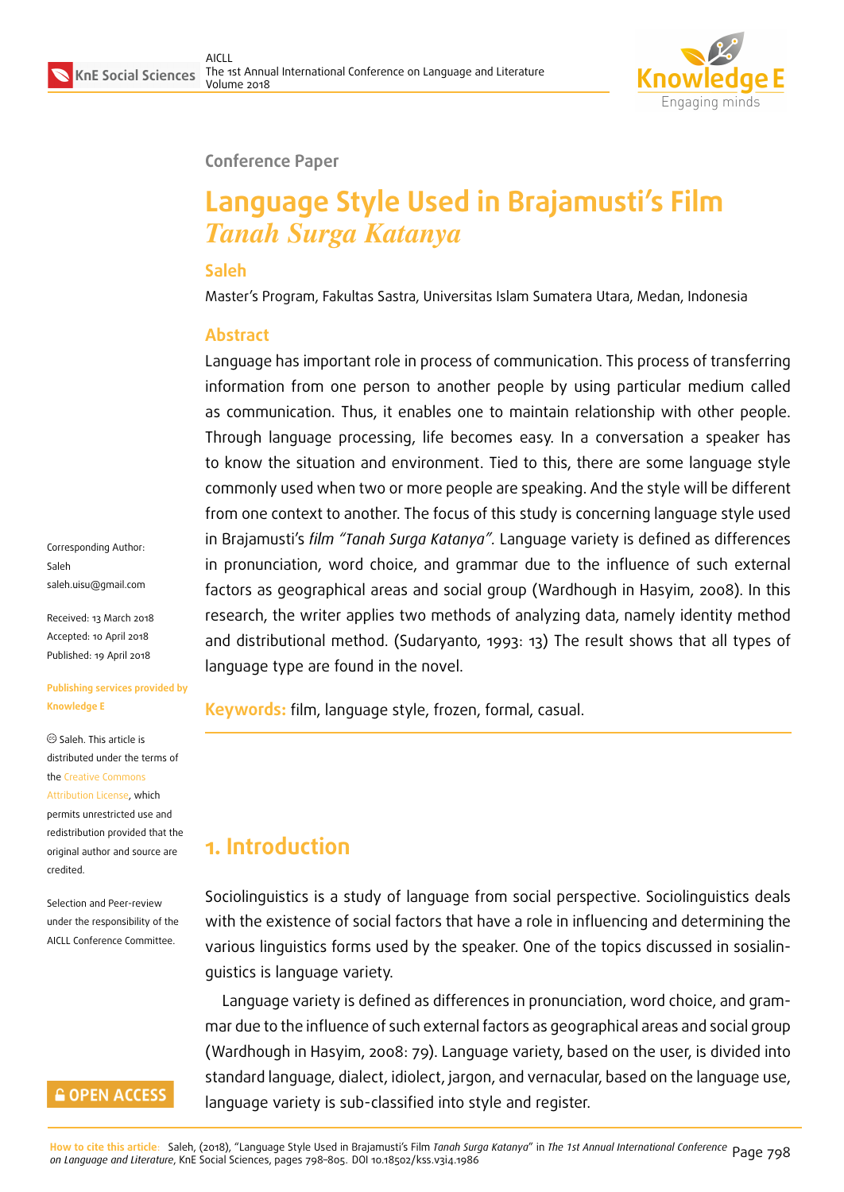Conference Paper

# Language Style Used in Brajamusti's Film *Tanah Surga Katanya*

**Saleh**

Master's Program, Fakultas Sastra, Universitas Islam Sumatera Utara, Medan, Indonesia

## Abstract

Language has important role in process of communication. This process of transferring information from one person to another people by using particular medium called as communication. Thus, it enables one to maintain relationship with other people. Through language processing, life becomes easy. In a conversation a speaker has to know the situation and environment. Tied to this, there are some language style commonly used when two or more people are speaking. And the style will be different from one context to another. The focus of this study is concerning language style used in Brajamusti's *film "Tanah Surga Katanya"*. Language variety is defined as differences in pronunciation, word choice, and grammar due to the influence of such external factors as geographical areas and social group (Wardhough in Hasyim, 2008). In this research, the writer applies two methods of analyzing data, namely identity method and distributional method. (Sudaryanto, 1993: 13) The result shows that all types of language type are found in the novel.

**Keywords:** film, language style, frozen, formal, casual.

Corresponding Author: Saleh saleh.uisu@gmail.com

Received: 13 March 2018
Accepted: 10 April 2018
Published: 19 April 2018

Publishing services provided by Knowledge E

© Saleh. This article is distributed under the terms of the Creative Commons Attribution License, which permits unrestricted use and redistribution provided that the original author and source are credited.

Selection and Peer-review under the responsibility of the AICLL Conference Committee.

## 1. Introduction

Sociolinguistics is a study of language from social perspective. Sociolinguistics deals with the existence of social factors that have a role in influencing and determining the various linguistics forms used by the speaker. One of the topics discussed in sosialinguistics is language variety.

Language variety is defined as differences in pronunciation, word choice, and grammar due to the influence of such external factors as geographical areas and social group (Wardhough in Hasyim, 2008: 79). Language variety, based on the user, is divided into standard language, dialect, idiolect, jargon, and vernacular, based on the language use, language variety is sub-classified into style and register.

How to cite this article: Saleh, (2018), "Language Style Used in Brajamusti's Film *Tanah Surga Katanya*" in *The 1st Annual International Conference on Language and Literature*, KnE Social Sciences, pages 798–805. DOI 10.18502/kss.v3i4.1986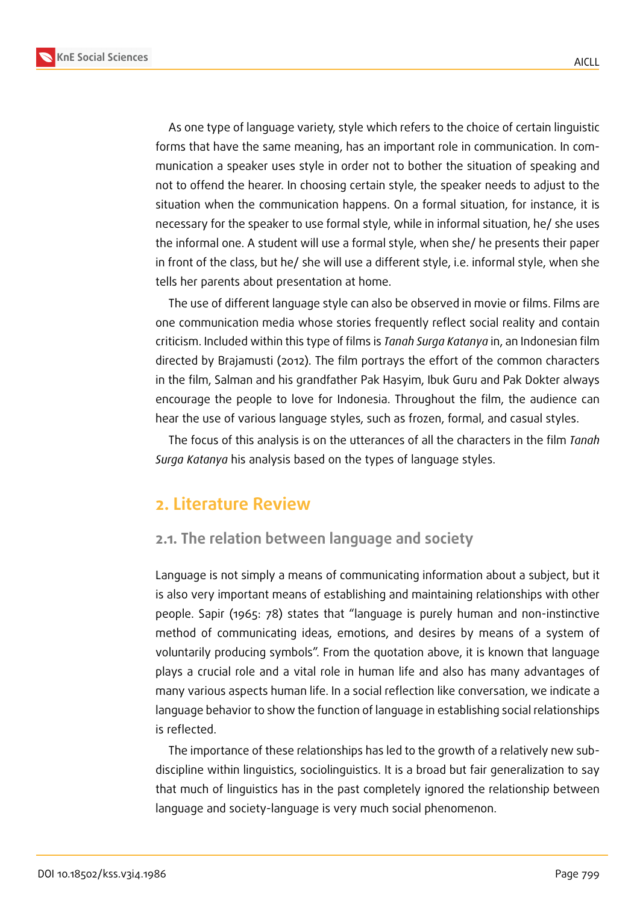As one type of language variety, style which refers to the choice of certain linguistic forms that have the same meaning, has an important role in communication. In communication a speaker uses style in order not to bother the situation of speaking and not to offend the hearer. In choosing certain style, the speaker needs to adjust to the situation when the communication happens. On a formal situation, for instance, it is necessary for the speaker to use formal style, while in informal situation, he/ she uses the informal one. A student will use a formal style, when she/ he presents their paper in front of the class, but he/ she will use a different style, i.e. informal style, when she tells her parents about presentation at home.

The use of different language style can also be observed in movie or films. Films are one communication media whose stories frequently reflect social reality and contain criticism. Included within this type of films is *Tanah Surga Katanya* in, an Indonesian film directed by Brajamusti (2012). The film portrays the effort of the common characters in the film, Salman and his grandfather Pak Hasyim, Ibuk Guru and Pak Dokter always encourage the people to love for Indonesia. Throughout the film, the audience can hear the use of various language styles, such as frozen, formal, and casual styles.

The focus of this analysis is on the utterances of all the characters in the film *Tanah Surga Katanya* his analysis based on the types of language styles.

## 2. Literature Review

### 2.1. The relation between language and society

Language is not simply a means of communicating information about a subject, but it is also very important means of establishing and maintaining relationships with other people. Sapir (1965: 78) states that "language is purely human and non-instinctive method of communicating ideas, emotions, and desires by means of a system of voluntarily producing symbols". From the quotation above, it is known that language plays a crucial role and a vital role in human life and also has many advantages of many various aspects human life. In a social reflection like conversation, we indicate a language behavior to show the function of language in establishing social relationships is reflected.

The importance of these relationships has led to the growth of a relatively new sub-discipline within linguistics, sociolinguistics. It is a broad but fair generalization to say that much of linguistics has in the past completely ignored the relationship between language and society-language is very much social phenomenon.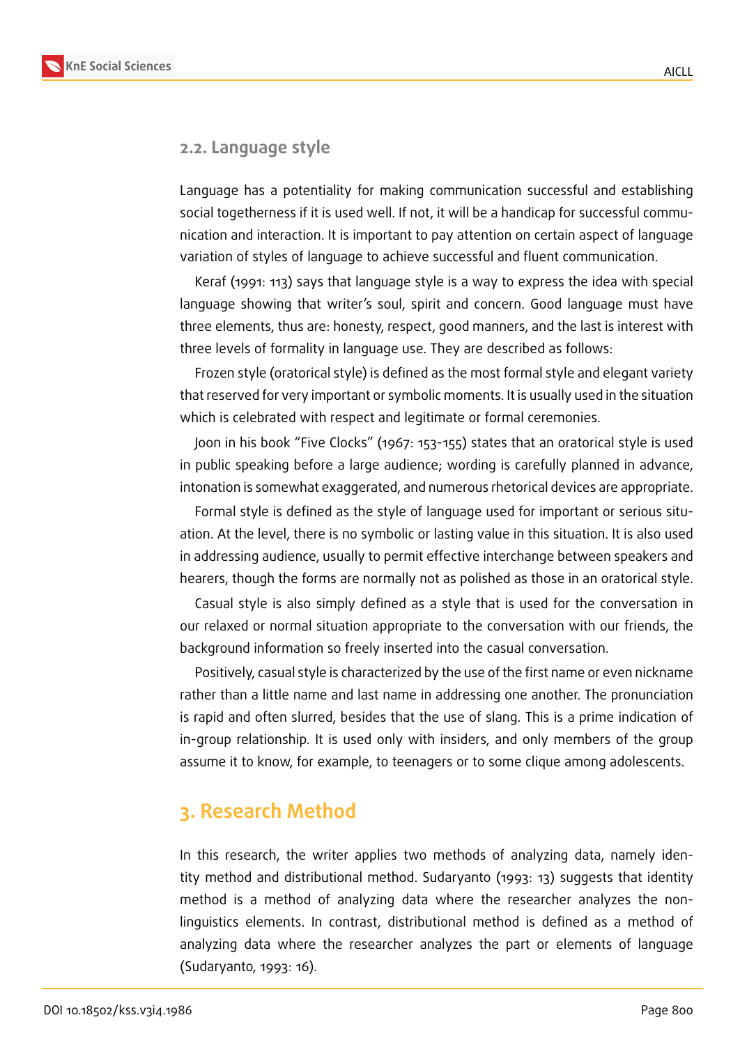### 2.2. Language style

Language has a potentiality for making communication successful and establishing social togetherness if it is used well. If not, it will be a handicap for successful communication and interaction. It is important to pay attention on certain aspect of language variation of styles of language to achieve successful and fluent communication.

Keraf (1991: 113) says that language style is a way to express the idea with special language showing that writer's soul, spirit and concern. Good language must have three elements, thus are: honesty, respect, good manners, and the last is interest with three levels of formality in language use. They are described as follows:

Frozen style (oratorical style) is defined as the most formal style and elegant variety that reserved for very important or symbolic moments. It is usually used in the situation which is celebrated with respect and legitimate or formal ceremonies.

Joon in his book "Five Clocks" (1967: 153-155) states that an oratorical style is used in public speaking before a large audience; wording is carefully planned in advance, intonation is somewhat exaggerated, and numerous rhetorical devices are appropriate.

Formal style is defined as the style of language used for important or serious situation. At the level, there is no symbolic or lasting value in this situation. It is also used in addressing audience, usually to permit effective interchange between speakers and hearers, though the forms are normally not as polished as those in an oratorical style.

Casual style is also simply defined as a style that is used for the conversation in our relaxed or normal situation appropriate to the conversation with our friends, the background information so freely inserted into the casual conversation.

Positively, casual style is characterized by the use of the first name or even nickname rather than a little name and last name in addressing one another. The pronunciation is rapid and often slurred, besides that the use of slang. This is a prime indication of in-group relationship. It is used only with insiders, and only members of the group assume it to know, for example, to teenagers or to some clique among adolescents.

## 3. Research Method

In this research, the writer applies two methods of analyzing data, namely identity method and distributional method. Sudaryanto (1993: 13) suggests that identity method is a method of analyzing data where the researcher analyzes the non-linguistics elements. In contrast, distributional method is defined as a method of analyzing data where the researcher analyzes the part or elements of language (Sudaryanto, 1993: 16).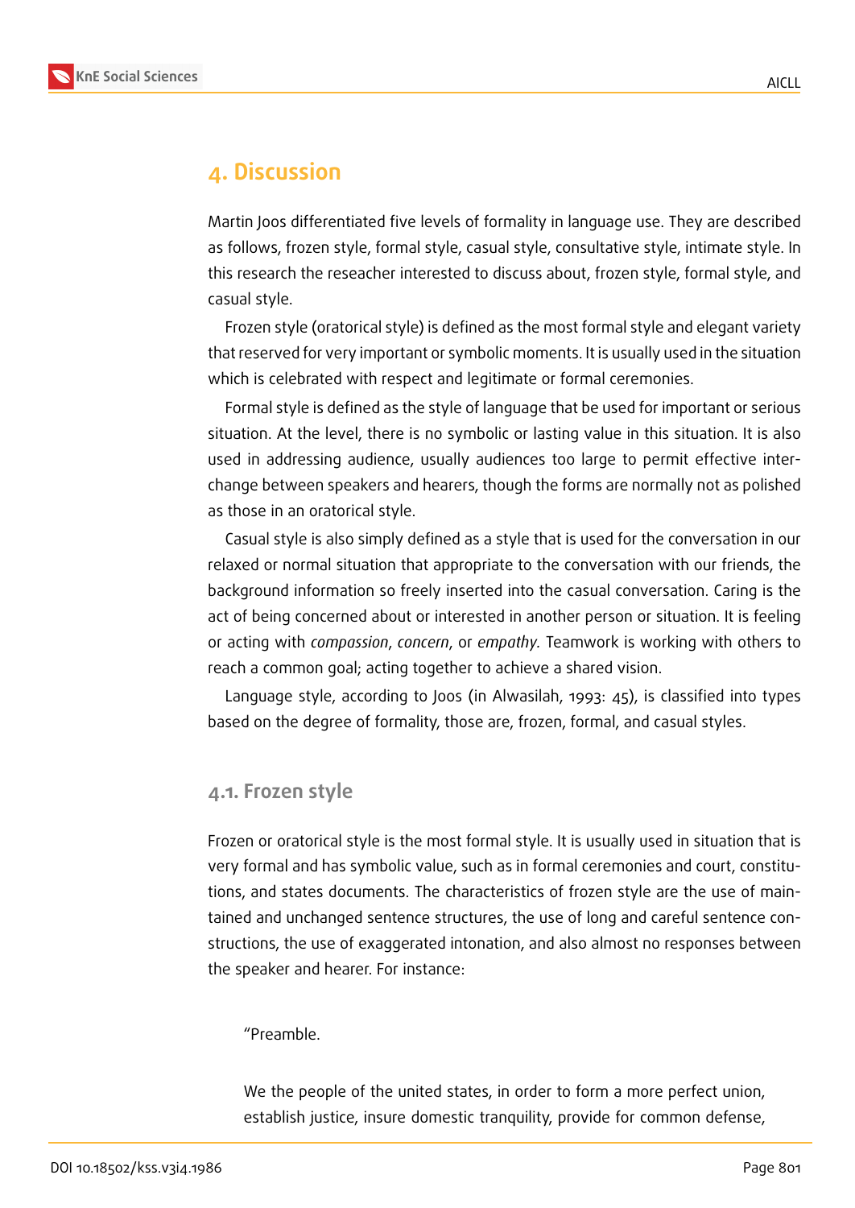## 4. Discussion

Martin Joos differentiated five levels of formality in language use. They are described as follows, frozen style, formal style, casual style, consultative style, intimate style. In this research the reseacher interested to discuss about, frozen style, formal style, and casual style.

Frozen style (oratorical style) is defined as the most formal style and elegant variety that reserved for very important or symbolic moments. It is usually used in the situation which is celebrated with respect and legitimate or formal ceremonies.

Formal style is defined as the style of language that be used for important or serious situation. At the level, there is no symbolic or lasting value in this situation. It is also used in addressing audience, usually audiences too large to permit effective interchange between speakers and hearers, though the forms are normally not as polished as those in an oratorical style.

Casual style is also simply defined as a style that is used for the conversation in our relaxed or normal situation that appropriate to the conversation with our friends, the background information so freely inserted into the casual conversation. Caring is the act of being concerned about or interested in another person or situation. It is feeling or acting with *compassion*, *concern*, or *empathy*. Teamwork is working with others to reach a common goal; acting together to achieve a shared vision.

Language style, according to Joos (in Alwasilah, 1993: 45), is classified into types based on the degree of formality, those are, frozen, formal, and casual styles.

### 4.1. Frozen style

Frozen or oratorical style is the most formal style. It is usually used in situation that is very formal and has symbolic value, such as in formal ceremonies and court, constitutions, and states documents. The characteristics of frozen style are the use of maintained and unchanged sentence structures, the use of long and careful sentence constructions, the use of exaggerated intonation, and also almost no responses between the speaker and hearer. For instance:

> "Preamble.
>
> We the people of the united states, in order to form a more perfect union, establish justice, insure domestic tranquility, provide for common defense,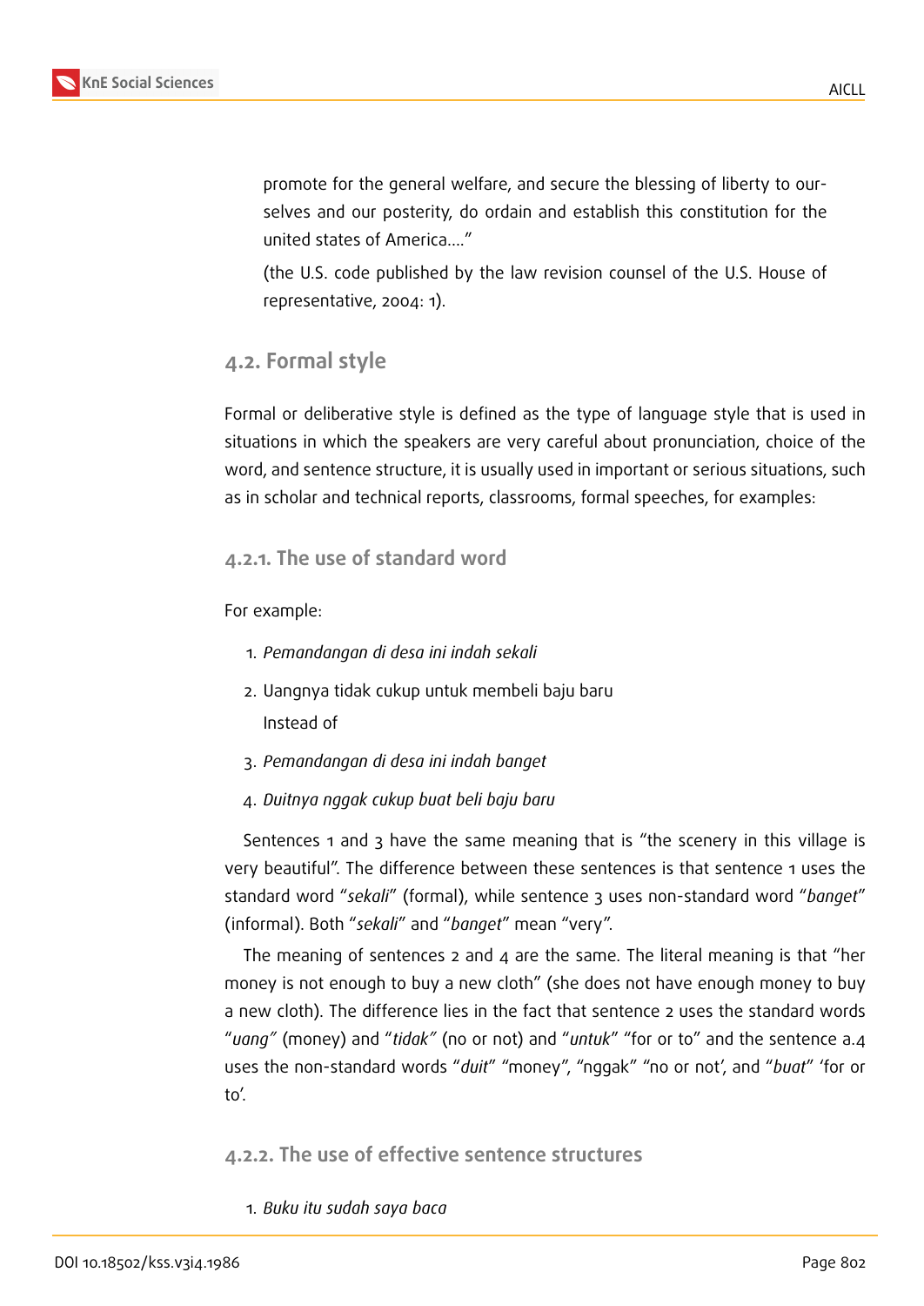promote for the general welfare, and secure the blessing of liberty to ourselves and our posterity, do ordain and establish this constitution for the united states of America....”

(the U.S. code published by the law revision counsel of the U.S. House of representative, 2004: 1).

## 4.2. Formal style

Formal or deliberative style is defined as the type of language style that is used in situations in which the speakers are very careful about pronunciation, choice of the word, and sentence structure, it is usually used in important or serious situations, such as in scholar and technical reports, classrooms, formal speeches, for examples:

### 4.2.1. The use of standard word

For example:

1. *Pemandangan di desa ini indah sekali*
2. Uangnya tidak cukup untuk membeli baju baru

   Instead of

3. *Pemandangan di desa ini indah banget*
4. *Duitnya nggak cukup buat beli baju baru*

Sentences 1 and 3 have the same meaning that is “the scenery in this village is very beautiful”. The difference between these sentences is that sentence 1 uses the standard word “*sekali*” (formal), while sentence 3 uses non-standard word “*banget*” (informal). Both “*sekali*” and “*banget*” mean “very”.

The meaning of sentences 2 and 4 are the same. The literal meaning is that “her money is not enough to buy a new cloth” (she does not have enough money to buy a new cloth). The difference lies in the fact that sentence 2 uses the standard words “*uang”* (money) and “*tidak”* (no or not) and “*untuk*” “for or to” and the sentence a.4 uses the non-standard words “*duit*” “money”, “nggak” “no or not’, and “*buat*” ‘for or to’.

### 4.2.2. The use of effective sentence structures

1. *Buku itu sudah saya baca*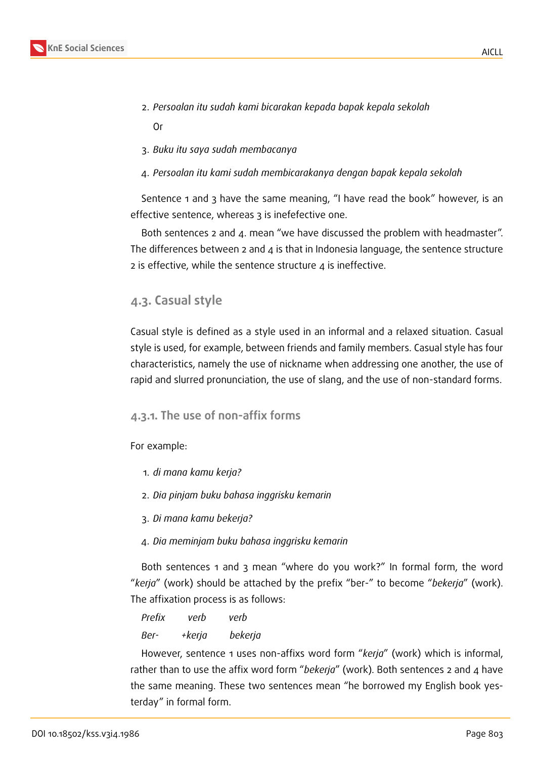2. *Persoalan itu sudah kami bicarakan kepada bapak kepala sekolah*

   Or

3. *Buku itu saya sudah membacanya*
4. *Persoalan itu kami sudah membicarakanya dengan bapak kepala sekolah*

Sentence 1 and 3 have the same meaning, "I have read the book" however, is an effective sentence, whereas 3 is inefefective one.

Both sentences 2 and 4. mean "we have discussed the problem with headmaster". The differences between 2 and 4 is that in Indonesia language, the sentence structure 2 is effective, while the sentence structure 4 is ineffective.

### 4.3. Casual style

Casual style is defined as a style used in an informal and a relaxed situation. Casual style is used, for example, between friends and family members. Casual style has four characteristics, namely the use of nickname when addressing one another, the use of rapid and slurred pronunciation, the use of slang, and the use of non-standard forms.

#### 4.3.1. The use of non-affix forms

For example:

1. *di mana kamu kerja?*
2. *Dia pinjam buku bahasa inggrisku kemarin*
3. *Di mana kamu bekerja?*
4. *Dia meminjam buku bahasa inggrisku kemarin*

Both sentences 1 and 3 mean "where do you work?" In formal form, the word "*kerja*" (work) should be attached by the prefix "ber-" to become "*bekerja*" (work). The affixation process is as follows:

*Prefix* *verb* *verb*

*Ber-* *+kerja* *bekerja*

However, sentence 1 uses non-affixs word form "*kerja*" (work) which is informal, rather than to use the affix word form "*bekerja*" (work). Both sentences 2 and 4 have the same meaning. These two sentences mean "he borrowed my English book yesterday" in formal form.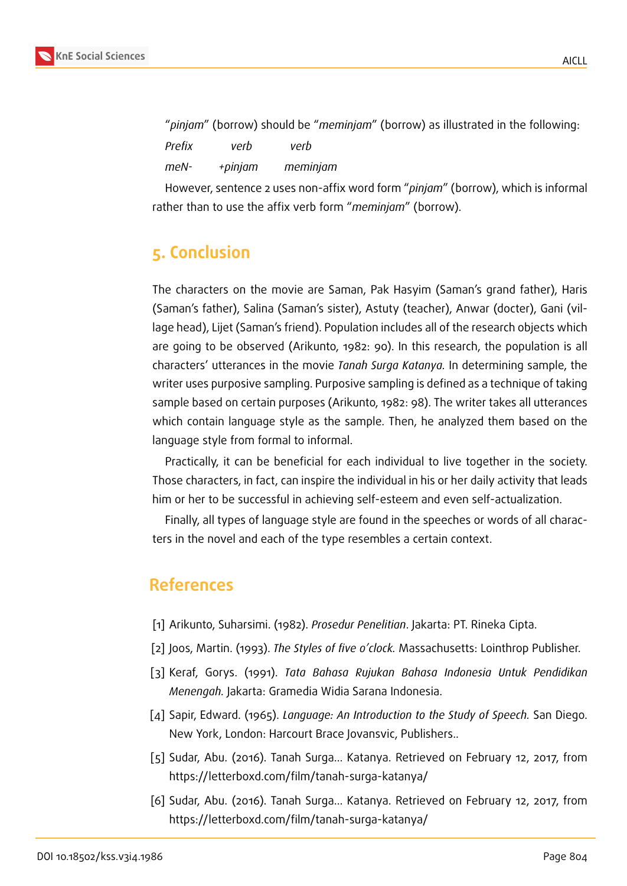"*pinjam*" (borrow) should be "*meminjam*" (borrow) as illustrated in the following:

| *Prefix* | *verb* | *verb* |
|---|---|---|
| *meN-* | *+pinjam* | *meminjam* |

However, sentence 2 uses non-affix word form "*pinjam*" (borrow), which is informal rather than to use the affix verb form "*meminjam*" (borrow).

## 5. Conclusion

The characters on the movie are Saman, Pak Hasyim (Saman's grand father), Haris (Saman's father), Salina (Saman's sister), Astuty (teacher), Anwar (docter), Gani (village head), Lijet (Saman's friend). Population includes all of the research objects which are going to be observed (Arikunto, 1982: 90). In this research, the population is all characters' utterances in the movie *Tanah Surga Katanya.* In determining sample, the writer uses purposive sampling. Purposive sampling is defined as a technique of taking sample based on certain purposes (Arikunto, 1982: 98). The writer takes all utterances which contain language style as the sample. Then, he analyzed them based on the language style from formal to informal.

Practically, it can be beneficial for each individual to live together in the society. Those characters, in fact, can inspire the individual in his or her daily activity that leads him or her to be successful in achieving self-esteem and even self-actualization.

Finally, all types of language style are found in the speeches or words of all characters in the novel and each of the type resembles a certain context.

## References

[1] Arikunto, Suharsimi. (1982). *Prosedur Penelitian*. Jakarta: PT. Rineka Cipta.

[2] Joos, Martin. (1993). *The Styles of five o'clock.* Massachusetts: Lointhrop Publisher.

[3] Keraf, Gorys. (1991). *Tata Bahasa Rujukan Bahasa Indonesia Untuk Pendidikan Menengah.* Jakarta: Gramedia Widia Sarana Indonesia.

[4] Sapir, Edward. (1965). *Language: An Introduction to the Study of Speech.* San Diego. New York, London: Harcourt Brace Jovansvic, Publishers..

[5] Sudar, Abu. (2016). Tanah Surga... Katanya. Retrieved on February 12, 2017, from https://letterboxd.com/film/tanah-surga-katanya/

[6] Sudar, Abu. (2016). Tanah Surga... Katanya. Retrieved on February 12, 2017, from https://letterboxd.com/film/tanah-surga-katanya/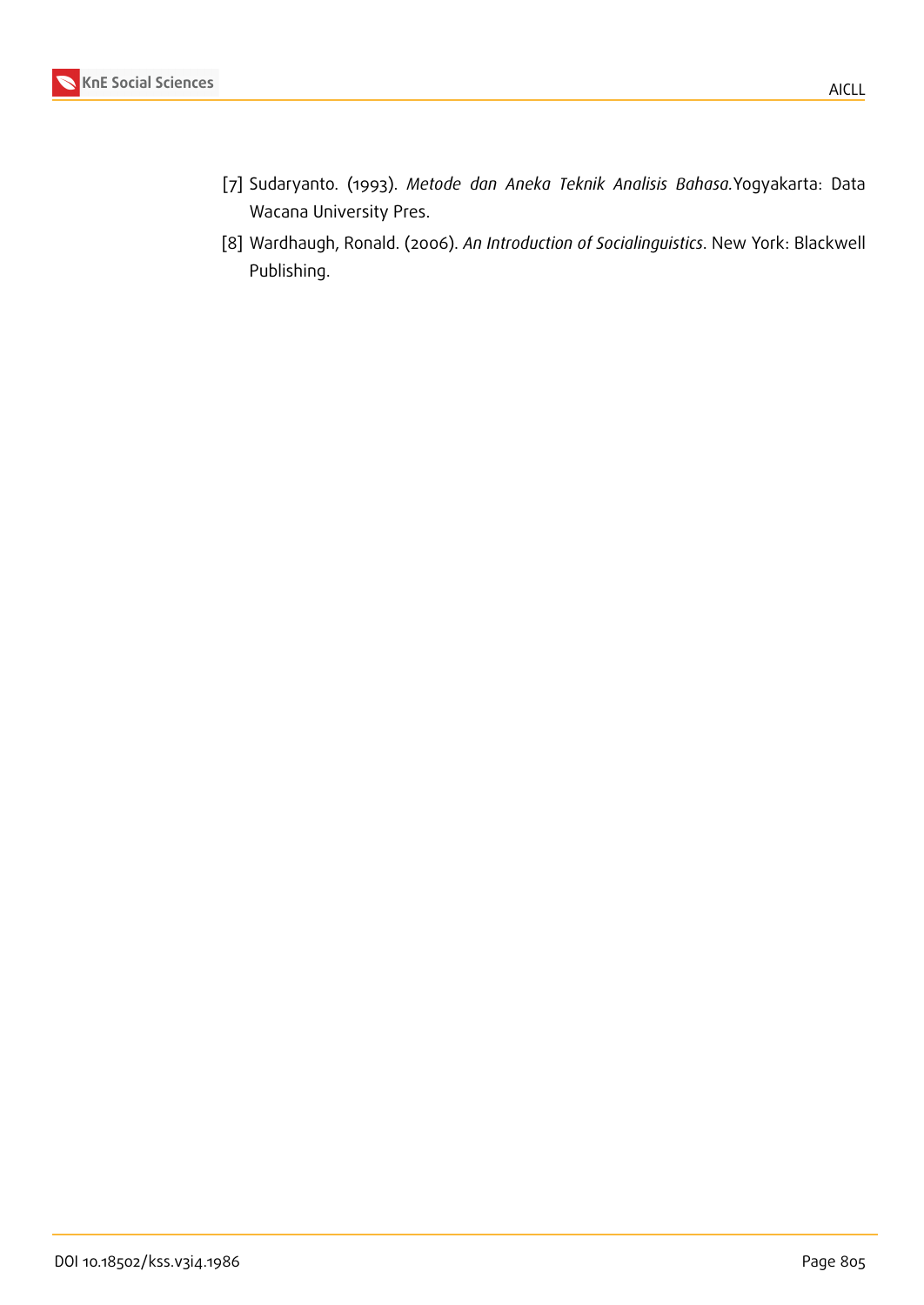[7] Sudaryanto. (1993). *Metode dan Aneka Teknik Analisis Bahasa.*Yogyakarta: Data Wacana University Pres.

[8] Wardhaugh, Ronald. (2006). *An Introduction of Socialinguistics*. New York: Blackwell Publishing.